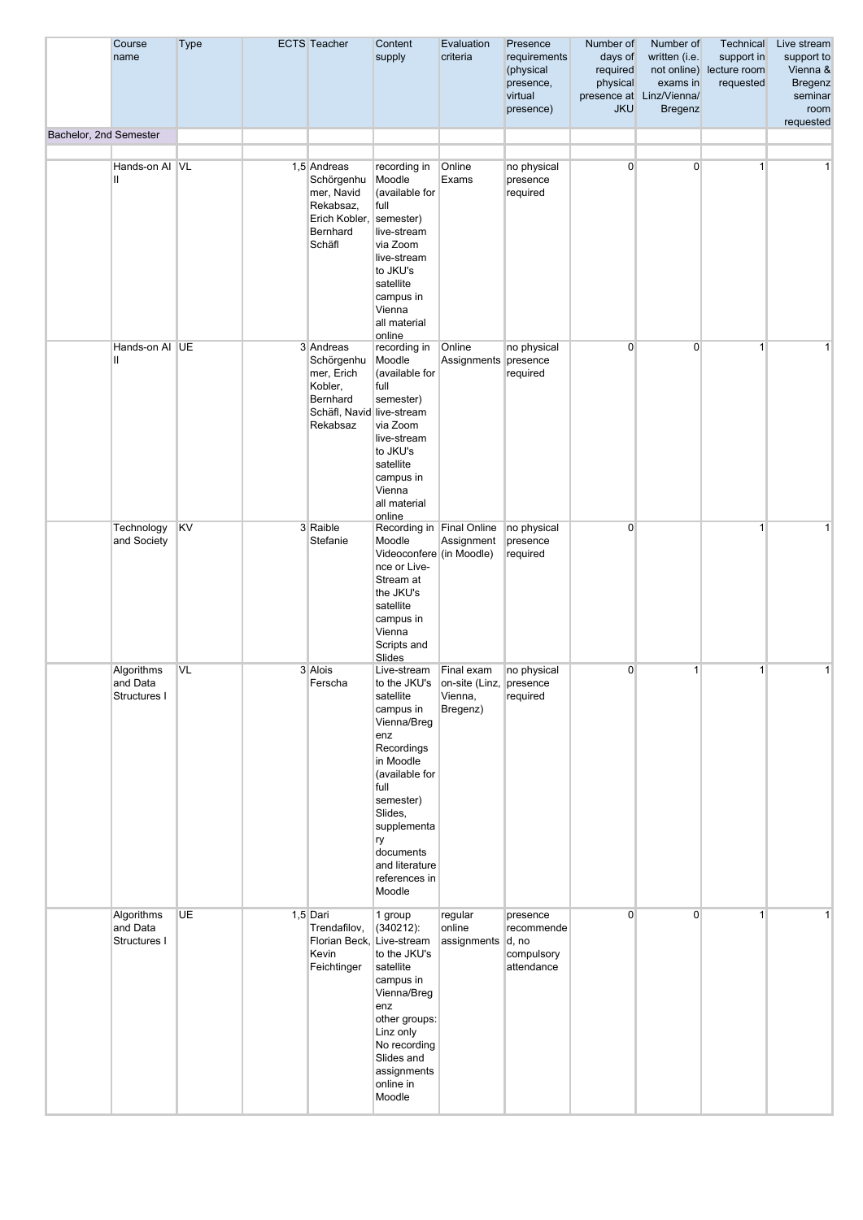| | Course name | Type | ECTS | Teacher | Content supply | Evaluation criteria | Presence requirements (physical presence, virtual presence) | Number of days of required physical presence at JKU | Number of written (i.e. not online) exams in Linz/Vienna/ Bregenz | Technical support in lecture room requested | Live stream support to Vienna & Bregenz seminar room requested |
|---|---|---|---|---|---|---|---|---|---|---|---|
| Bachelor, 2nd Semester | | | | | | | | | | | |
| | | | | | | | | | | | |
| | Hands-on AI II | VL | 1,5 | Andreas Schörgenhumer, Navid Rekabsaz, Erich Kobler, Bernhard Schäfl | recording in Moodle (available for full semester) live-stream via Zoom live-stream to JKU's satellite campus in Vienna all material online | Online Exams | no physical presence required | 0 | 0 | 1 | 1 |
| | Hands-on AI II | UE | 3 | Andreas Schörgenhumer, Erich Kobler, Bernhard Schäfl, Navid Rekabsaz | recording in Moodle (available for full semester) live-stream via Zoom live-stream to JKU's satellite campus in Vienna all material online | Online Assignments | no physical presence required | 0 | 0 | 1 | 1 |
| | Technology and Society | KV | 3 | Raible Stefanie | Recording in Moodle Videoconference or Live-Stream at the JKU's satellite campus in Vienna Scripts and Slides | Final Online Assignment (in Moodle) | no physical presence required | 0 | | 1 | 1 |
| | Algorithms and Data Structures I | VL | 3 | Alois Ferscha | Live-stream to the JKU's satellite campus in Vienna/Bregenz Recordings in Moodle (available for full semester) Slides, supplementary documents and literature references in Moodle | Final exam on-site (Linz, Vienna, Bregenz) | no physical presence required | 0 | 1 | 1 | 1 |
| | Algorithms and Data Structures I | UE | 1,5 | Dari Trendafilov, Florian Beck, Kevin Feichtinger | 1 group (340212): Live-stream to the JKU's satellite campus in Vienna/Bregenz other groups: Linz only No recording Slides and assignments online in Moodle | regular online assignments | presence recommended, no compulsory attendance | 0 | 0 | 1 | 1 |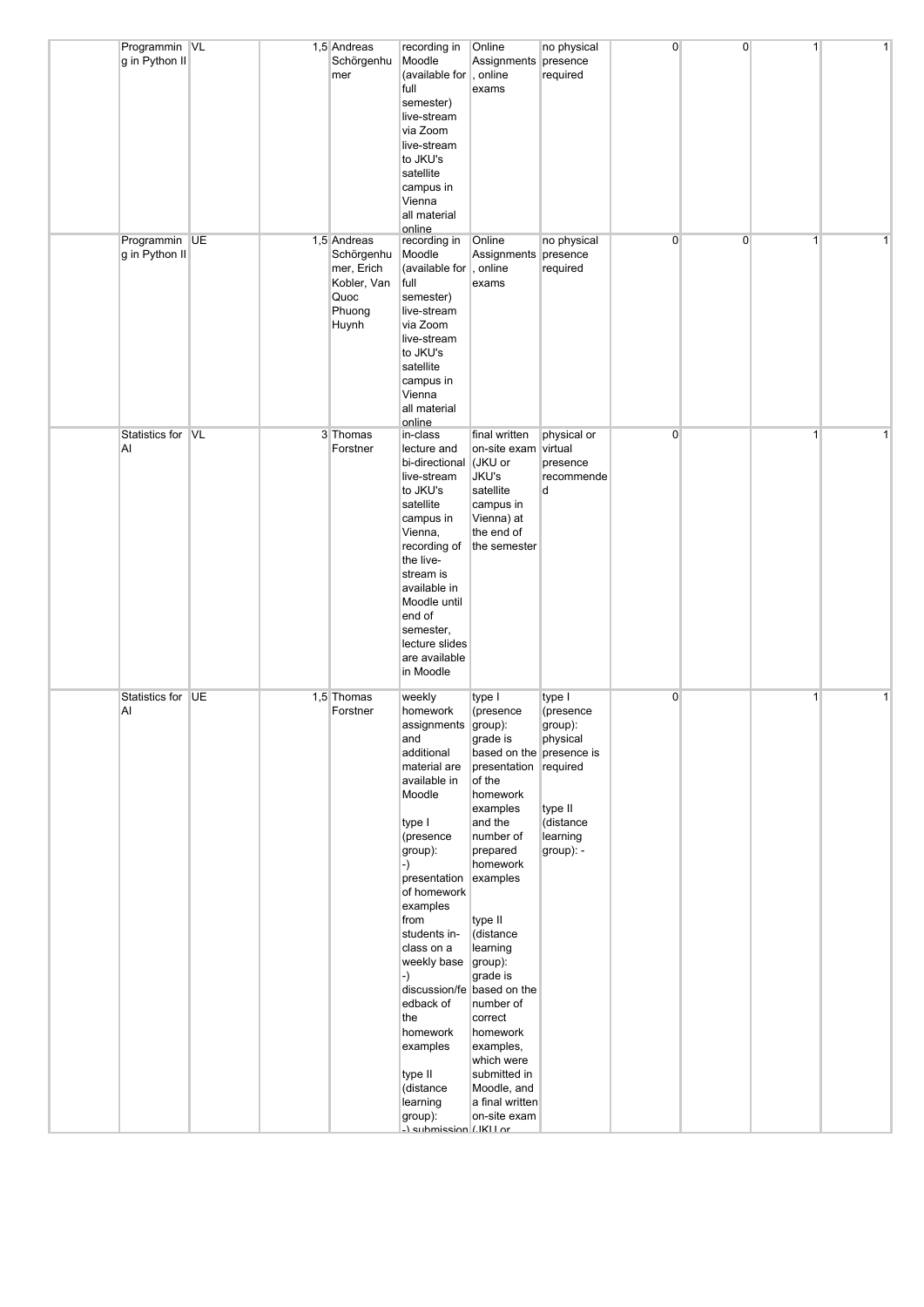| | | | | | | | | | | | |
|---|---|---|---|---|---|---|---|---|---|---|---|
| | Programming in Python II | VL | 1,5 | Andreas Schörgenhumer | recording in Moodle (available for full semester) live-stream via Zoom live-stream to JKU's satellite campus in Vienna all material online | Online Assignments, online exams | no physical presence required | 0 | 0 | 1 | 1 |
| | Programming in Python II | UE | 1,5 | Andreas Schörgenhumer, Erich Kobler, Van Quoc Phuong Huynh | recording in Moodle (available for full semester) live-stream via Zoom live-stream to JKU's satellite campus in Vienna all material online | Online Assignments, online exams | no physical presence required | 0 | 0 | 1 | 1 |
| | Statistics for AI | VL | 3 | Thomas Forstner | in-class lecture and bi-directional live-stream to JKU's satellite campus in Vienna, recording of the live-stream is available in Moodle until end of semester, lecture slides are available in Moodle | final written on-site exam (JKU or JKU's satellite campus in Vienna) at the end of the semester | physical or virtual presence recommended | 0 | | 1 | 1 |
| | Statistics for AI | UE | 1,5 | Thomas Forstner | weekly homework assignments and additional material are available in Moodle<br><br>type I (presence group):<br>-) presentation of homework examples from students in-class on a weekly base<br>-) discussion/feedback of the homework examples<br><br>type II (distance learning group):<br>-) submission | type I (presence group): grade is based on the presentation of the homework examples and the number of prepared homework examples<br><br>type II (distance learning group): grade is based on the number of correct homework examples, which were submitted in Moodle, and a final written on-site exam (JKU or | type I (presence group): physical presence is required<br><br>type II (distance learning group): - | 0 | | 1 | 1 |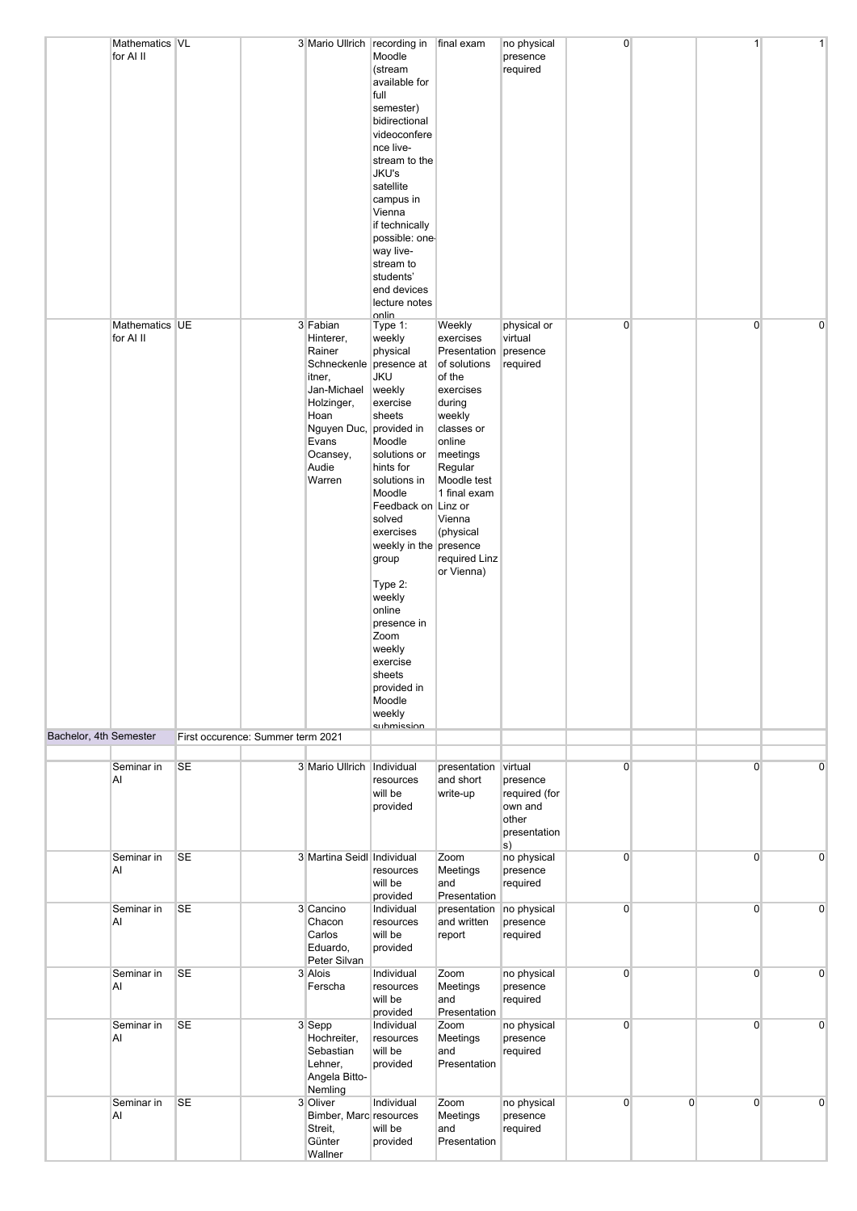| | | | | | | | | | | | |
|---|---|---|---|---|---|---|---|---|---|---|---|
| | Mathematics for AI II | VL | 3 | Mario Ullrich | recording in Moodle (stream available for full semester) bidirectional videoconference live-stream to the JKU's satellite campus in Vienna if technically possible: one-way live-stream to students' end devices lecture notes onlin | final exam | no physical presence required | 0 | | 1 | 1 |
| | Mathematics for AI II | UE | 3 | Fabian Hinterer, Rainer Schneckenleitner, Jan-Michael Holzinger, Hoan Nguyen Duc, Evans Ocansey, Audie Warren | Type 1: weekly physical presence at JKU weekly exercise sheets provided in Moodle solutions or hints for solutions in Moodle Feedback on solved exercises weekly in the group<br><br>Type 2: weekly online presence in Zoom weekly exercise sheets provided in Moodle weekly submission | Weekly exercises Presentation of solutions of the exercises during weekly classes or online meetings Regular Moodle test 1 final exam Linz or Vienna (physical presence required Linz or Vienna) | physical or virtual presence required | 0 | | 0 | 0 |
| Bachelor, 4th Semester | First occurence: Summer term 2021 | | | | | | | | | | |
| | | | | | | | | | | | |
| | Seminar in AI | SE | 3 | Mario Ullrich | Individual resources will be provided | presentation and short write-up | virtual presence required (for own and other presentations) | 0 | | 0 | 0 |
| | Seminar in AI | SE | 3 | Martina Seidl | Individual resources will be provided | Zoom Meetings and Presentation | no physical presence required | 0 | | 0 | 0 |
| | Seminar in AI | SE | 3 | Cancino Chacon Carlos Eduardo, Peter Silvan | Individual resources will be provided | presentation and written report | no physical presence required | 0 | | 0 | 0 |
| | Seminar in AI | SE | 3 | Alois Ferscha | Individual resources will be provided | Zoom Meetings and Presentation | no physical presence required | 0 | | 0 | 0 |
| | Seminar in AI | SE | 3 | Sepp Hochreiter, Sebastian Lehner, Angela Bitto-Nemling | Individual resources will be provided | Zoom Meetings and Presentation | no physical presence required | 0 | | 0 | 0 |
| | Seminar in AI | SE | 3 | Oliver Bimber, Marc Streit, Günter Wallner | Individual resources will be provided | Zoom Meetings and Presentation | no physical presence required | 0 | 0 | 0 | 0 |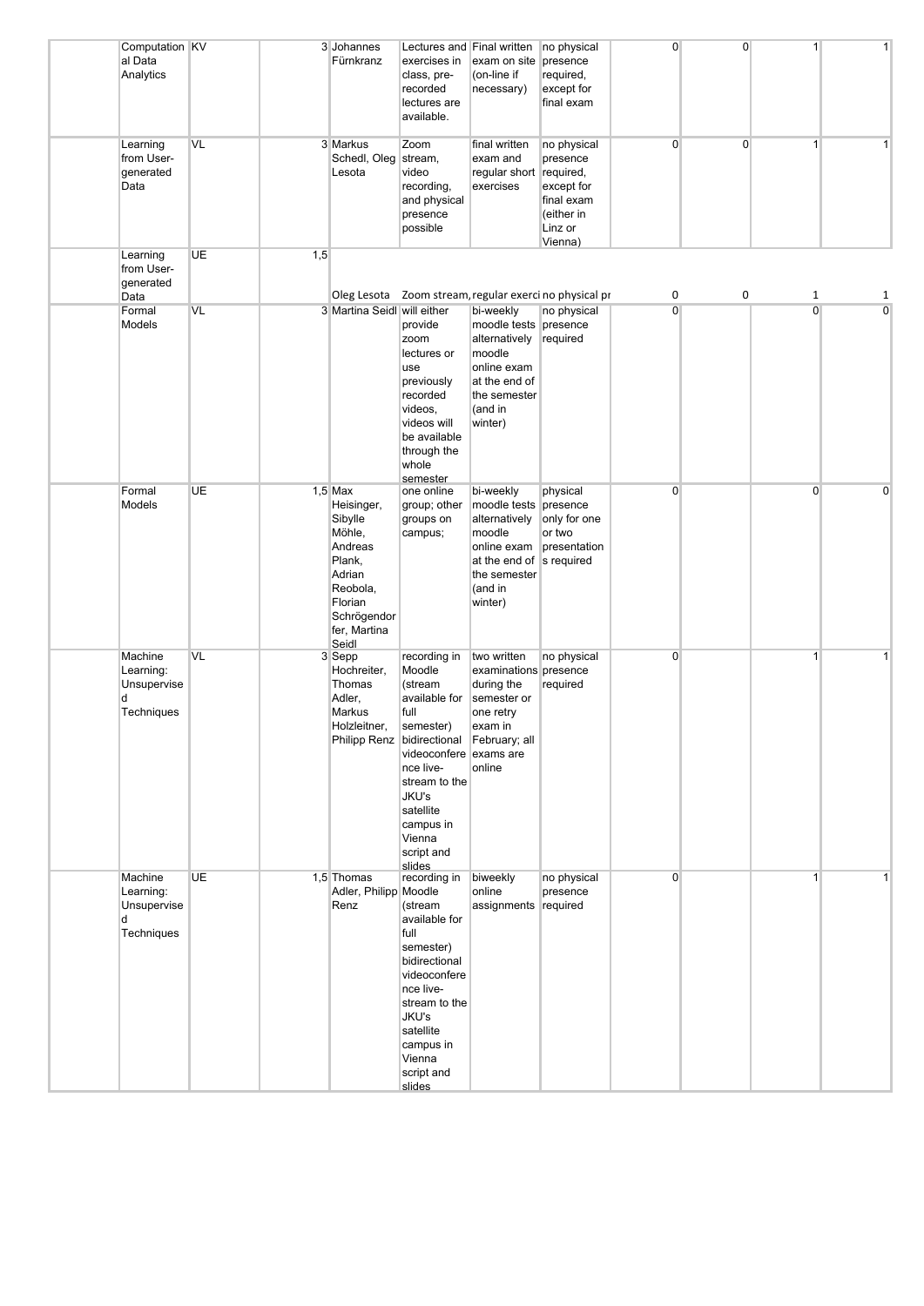| | | | | | | | | | | | |
|---|---|---|---|---|---|---|---|---|---|---|---|
| | Computational Data Analytics | KV | 3 | Johannes Fürnkranz | Lectures and exercises in class, pre-recorded lectures are available. | Final written exam on site (on-line if necessary) | no physical presence required, except for final exam | 0 | 0 | 1 | 1 |
| | Learning from User-generated Data | VL | 3 | Markus Schedl, Oleg Lesota | Zoom stream, video recording, and physical presence possible | final written exam and regular short exercises | no physical presence required, except for final exam (either in Linz or Vienna) | 0 | 0 | 1 | 1 |
| | Learning from User-generated Data | UE | 1,5 | Oleg Lesota | Zoom stream, | regular exerci | no physical pr | 0 | 0 | 1 | 1 |
| | Formal Models | VL | 3 | Martina Seidl | will either provide zoom lectures or use previously recorded videos, videos will be available through the whole semester | bi-weekly moodle tests alternatively moodle online exam at the end of the semester (and in winter) | no physical presence required | 0 | | 0 | 0 |
| | Formal Models | UE | 1,5 | Max Heisinger, Sibylle Möhle, Andreas Plank, Adrian Reobola, Florian Schrögendorfer, Martina Seidl | one online group; other groups on campus; | bi-weekly moodle tests alternatively moodle online exam at the end of the semester (and in winter) | physical presence only for one or two presentations required | 0 | | 0 | 0 |
| | Machine Learning: Unsupervised Techniques | VL | 3 | Sepp Hochreiter, Thomas Adler, Markus Holzleitner, Philipp Renz | recording in Moodle (stream available for full semester) bidirectional videoconference live-stream to the JKU's satellite campus in Vienna script and slides | two written examinations during the semester or one retry exam in February; all exams are online | no physical presence required | 0 | | 1 | 1 |
| | Machine Learning: Unsupervised Techniques | UE | 1,5 | Thomas Adler, Philipp Renz | recording in Moodle (stream available for full semester) bidirectional videoconference live-stream to the JKU's satellite campus in Vienna script and slides | biweekly online assignments | no physical presence required | 0 | | 1 | 1 |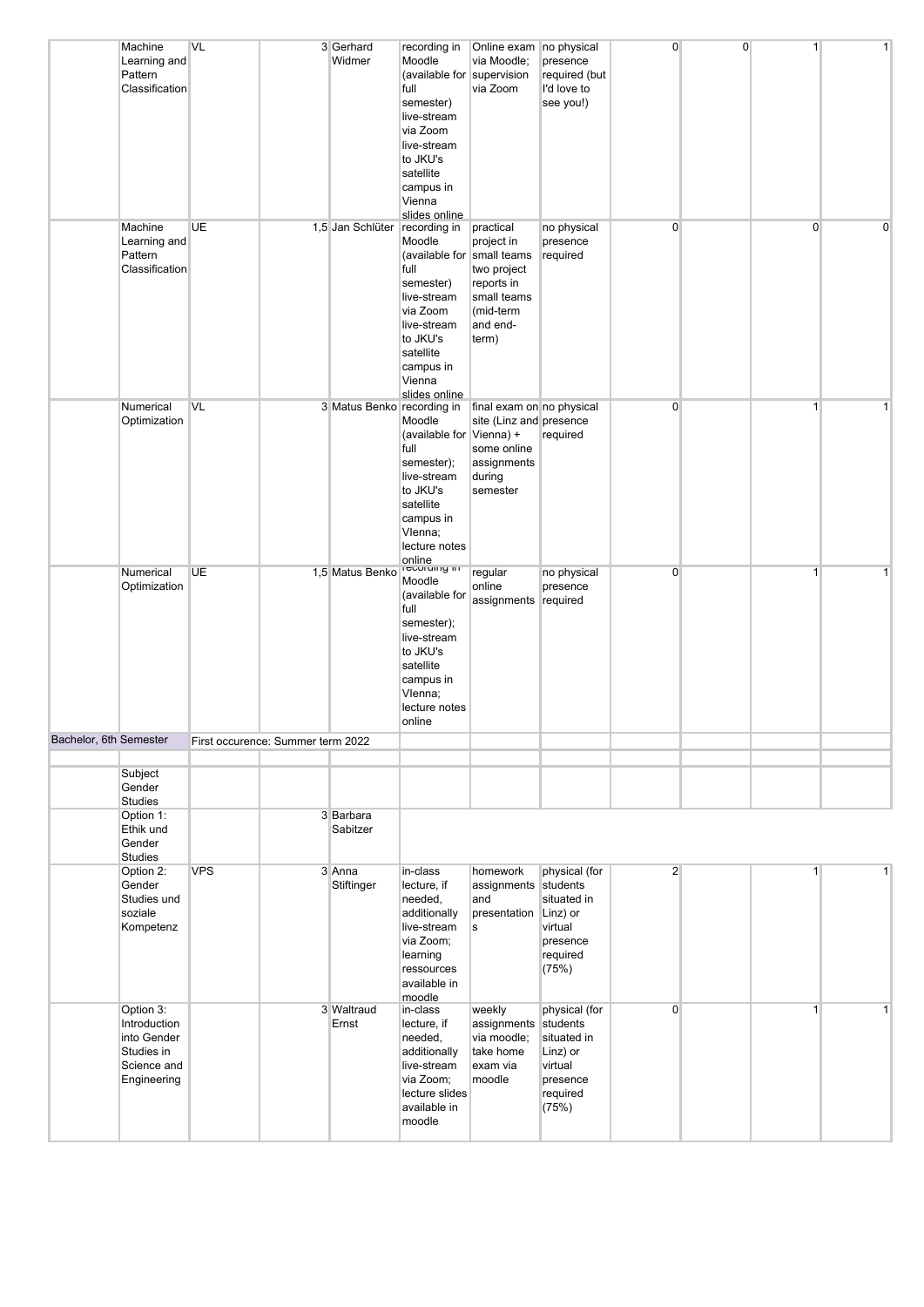| | | | | | | | | | | | |
|---|---|---|---|---|---|---|---|---|---|---|---|
| | Machine Learning and Pattern Classification | VL | | 3 Gerhard Widmer | recording in Moodle (available for full semester) live-stream via Zoom live-stream to JKU's satellite campus in Vienna slides online | Online exam via Moodle; supervision via Zoom | no physical presence required (but I'd love to see you!) | 0 | 0 | 1 | 1 |
| | Machine Learning and Pattern Classification | UE | | 1,5 Jan Schlüter | recording in Moodle (available for full semester) live-stream via Zoom live-stream to JKU's satellite campus in Vienna slides online | practical project in small teams two project reports in small teams (mid-term and end-term) | no physical presence required | 0 | | 0 | 0 |
| | Numerical Optimization | VL | | 3 Matus Benko | recording in Moodle (available for full semester); live-stream to JKU's satellite campus in VIenna; lecture notes online | final exam on site (Linz and Vienna) + some online assignments during semester | no physical presence required | 0 | | 1 | 1 |
| | Numerical Optimization | UE | | 1,5 Matus Benko | recording in Moodle (available for full semester); live-stream to JKU's satellite campus in VIenna; lecture notes online | regular online assignments | no physical presence required | 0 | | 1 | 1 |
| Bachelor, 6th Semester | | First occurence: Summer term 2022 | | | | | | | | | |
| | | | | | | | | | | | |
| | Subject Gender Studies | | | | | | | | | | |
| | Option 1: Ethik und Gender Studies | | | 3 Barbara Sabitzer | | | | | | | |
| | Option 2: Gender Studies und soziale Kompetenz | VPS | | 3 Anna Stiftinger | in-class lecture, if needed, additionally live-stream via Zoom; learning ressources available in moodle | homework assignments and presentation s | physical (for students situated in Linz) or virtual presence required (75%) | 2 | | 1 | 1 |
| | Option 3: Introduction into Gender Studies in Science and Engineering | | | 3 Waltraud Ernst | in-class lecture, if needed, additionally live-stream via Zoom; lecture slides available in moodle | weekly assignments via moodle; take home exam via moodle | physical (for students situated in Linz) or virtual presence required (75%) | 0 | | 1 | 1 |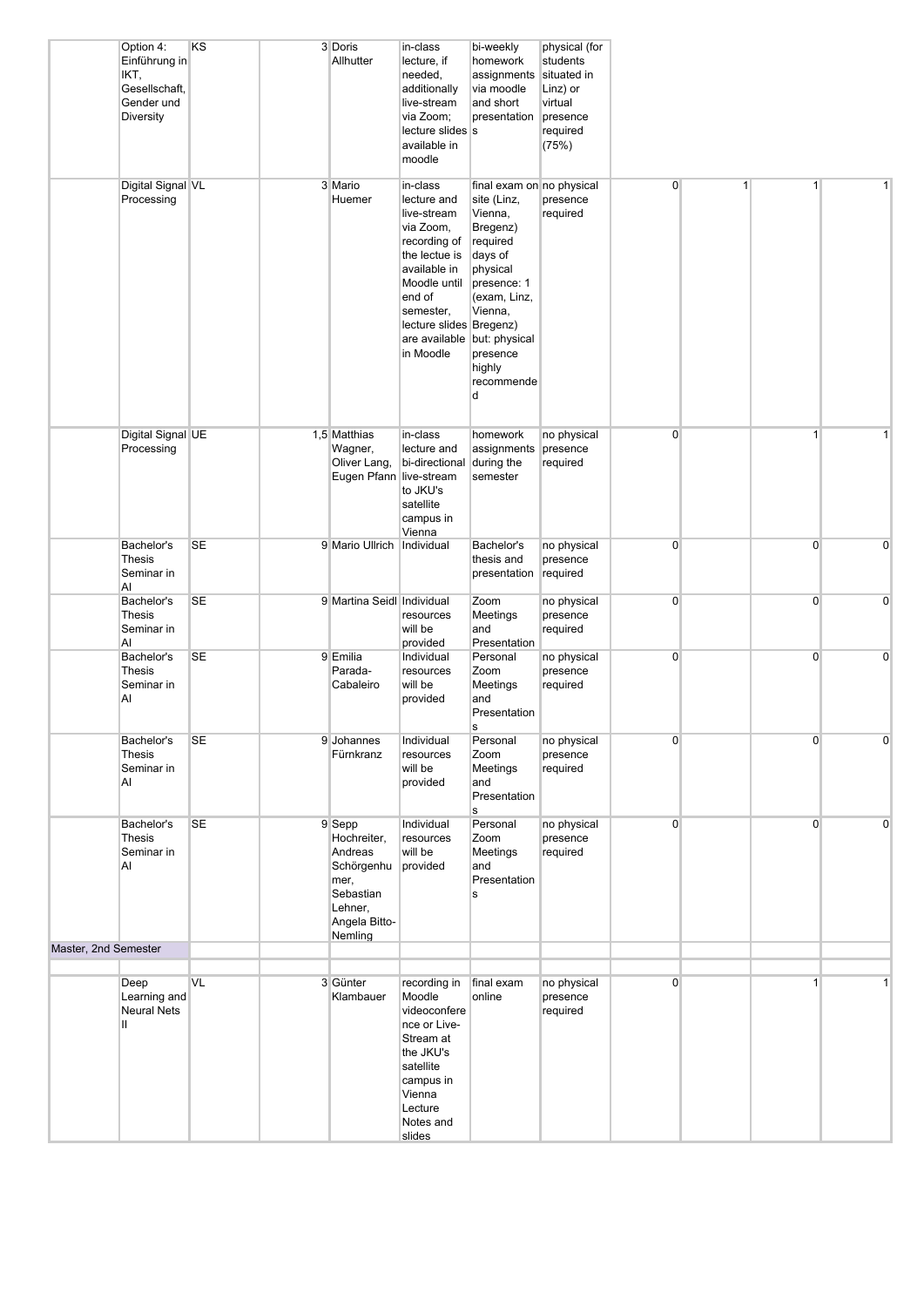| | | | | | | | | | | | |
|---|---|---|---|---|---|---|---|---|---|---|---|
| | Option 4: Einführung in IKT, Gesellschaft, Gender und Diversity | KS | 3 | Doris Allhutter | in-class lecture, if needed, additionally live-stream via Zoom; lecture slides available in moodle | bi-weekly homework assignments via moodle and short presentations | physical (for students situated in Linz) or virtual presence required (75%) | | | | |
| | Digital Signal Processing | VL | 3 | Mario Huemer | in-class lecture and live-stream via Zoom, recording of the lectue is available in Moodle until end of semester, lecture slides are available in Moodle | final exam on site (Linz, Vienna, Bregenz) required days of physical presence: 1 (exam, Linz, Vienna, Bregenz) but: physical presence highly recommended | no physical presence required | 0 | 1 | 1 | 1 |
| | Digital Signal Processing | UE | 1,5 | Matthias Wagner, Oliver Lang, Eugen Pfann | in-class lecture and bi-directional live-stream to JKU's satellite campus in Vienna | homework assignments during the semester | no physical presence required | 0 | | 1 | 1 |
| | Bachelor's Thesis Seminar in AI | SE | 9 | Mario Ullrich | Individual | Bachelor's thesis and presentation | no physical presence required | 0 | | 0 | 0 |
| | Bachelor's Thesis Seminar in AI | SE | 9 | Martina Seidl | Individual resources will be provided | Zoom Meetings and Presentation | no physical presence required | 0 | | 0 | 0 |
| | Bachelor's Thesis Seminar in AI | SE | 9 | Emilia Parada-Cabaleiro | Individual resources will be provided | Personal Zoom Meetings and Presentations | no physical presence required | 0 | | 0 | 0 |
| | Bachelor's Thesis Seminar in AI | SE | 9 | Johannes Fürnkranz | Individual resources will be provided | Personal Zoom Meetings and Presentations | no physical presence required | 0 | | 0 | 0 |
| | Bachelor's Thesis Seminar in AI | SE | 9 | Sepp Hochreiter, Andreas Schörgenhumer, Sebastian Lehner, Angela Bitto-Nemling | Individual resources will be provided | Personal Zoom Meetings and Presentations | no physical presence required | 0 | | 0 | 0 |
| Master, 2nd Semester | | | | | | | | | | | |
| | | | | | | | | | | | |
| | Deep Learning and Neural Nets II | VL | 3 | Günter Klambauer | recording in Moodle videoconference or Live-Stream at the JKU's satellite campus in Vienna Lecture Notes and slides | final exam online | no physical presence required | 0 | | 1 | 1 |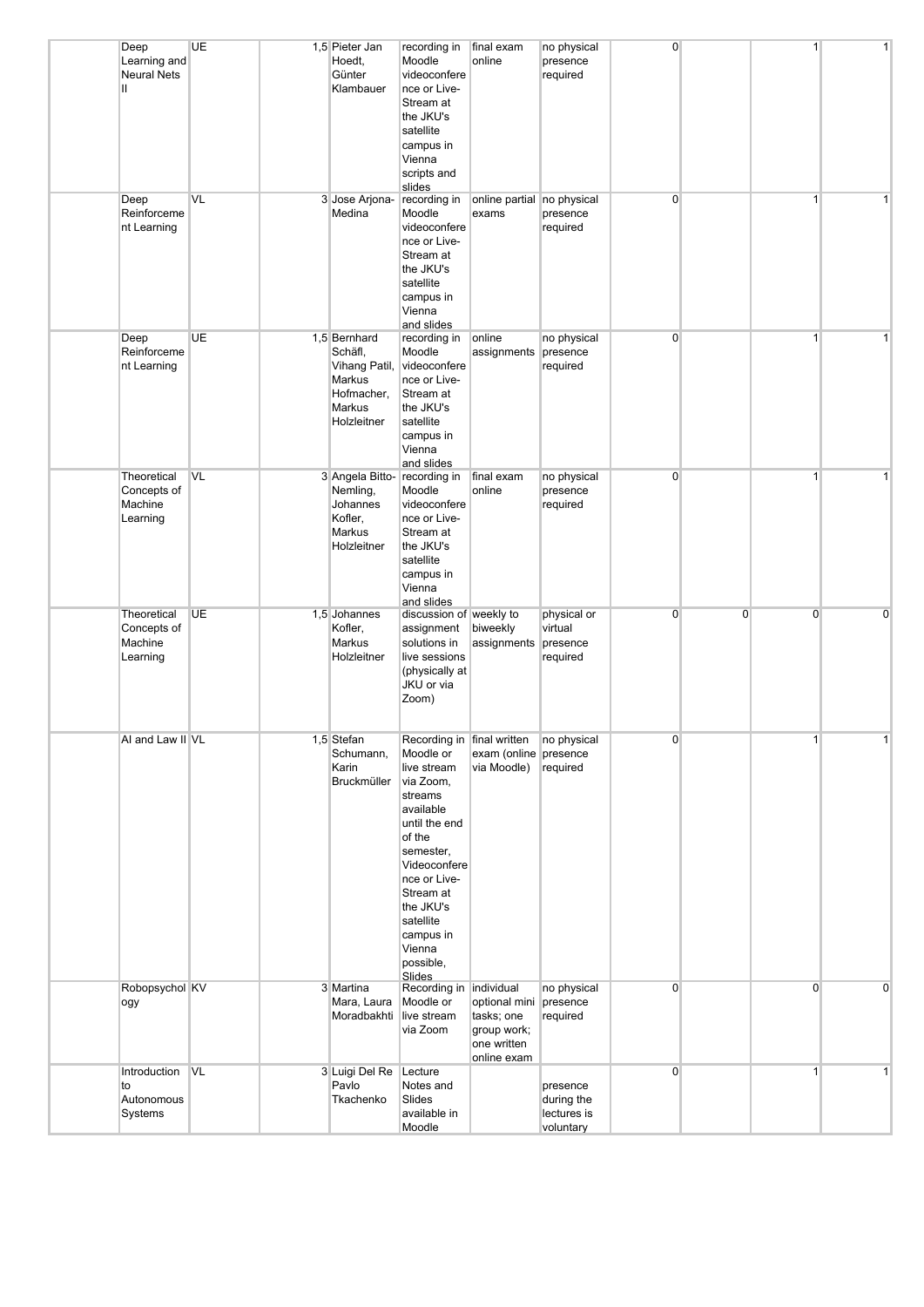| | | | | | | | | | | | |
|---|---|---|---|---|---|---|---|---|---|---|---|
| | Deep Learning and Neural Nets II | UE | | 1,5 | Pieter Jan Hoedt, Günter Klambauer | recording in Moodle videoconference or Live-Stream at the JKU's satellite campus in Vienna scripts and slides | final exam online | no physical presence required | 0 | | 1 | 1 |
| | Deep Reinforcement Learning | VL | | 3 | Jose Arjona-Medina | recording in Moodle videoconference or Live-Stream at the JKU's satellite campus in Vienna and slides | online partial exams | no physical presence required | 0 | | 1 | 1 |
| | Deep Reinforcement Learning | UE | | 1,5 | Bernhard Schäfl, Vihang Patil, Markus Hofmacher, Markus Holzleitner | recording in Moodle videoconference or Live-Stream at the JKU's satellite campus in Vienna and slides | online assignments | no physical presence required | 0 | | 1 | 1 |
| | Theoretical Concepts of Machine Learning | VL | | 3 | Angela Bitto-Nemling, Johannes Kofler, Markus Holzleitner | recording in Moodle videoconference or Live-Stream at the JKU's satellite campus in Vienna and slides | final exam online | no physical presence required | 0 | | 1 | 1 |
| | Theoretical Concepts of Machine Learning | UE | | 1,5 | Johannes Kofler, Markus Holzleitner | discussion of assignment solutions in live sessions (physically at JKU or via Zoom) | weekly to biweekly assignments | physical or virtual presence required | 0 | 0 | 0 | 0 |
| | AI and Law II | VL | | 1,5 | Stefan Schumann, Karin Bruckmüller | Recording in Moodle or live stream via Zoom, streams available until the end of the semester, Videoconference or Live-Stream at the JKU's satellite campus in Vienna possible, Slides | final written exam (online via Moodle) | no physical presence required | 0 | | 1 | 1 |
| | Robopsychology | KV | | 3 | Martina Mara, Laura Moradbakhti | Recording in Moodle or live stream via Zoom | individual optional mini tasks; one group work; one written online exam | no physical presence required | 0 | | 0 | 0 |
| | Introduction to Autonomous Systems | VL | | 3 | Luigi Del Re Pavlo Tkachenko | Lecture Notes and Slides available in Moodle | | presence during the lectures is voluntary | 0 | | 1 | 1 |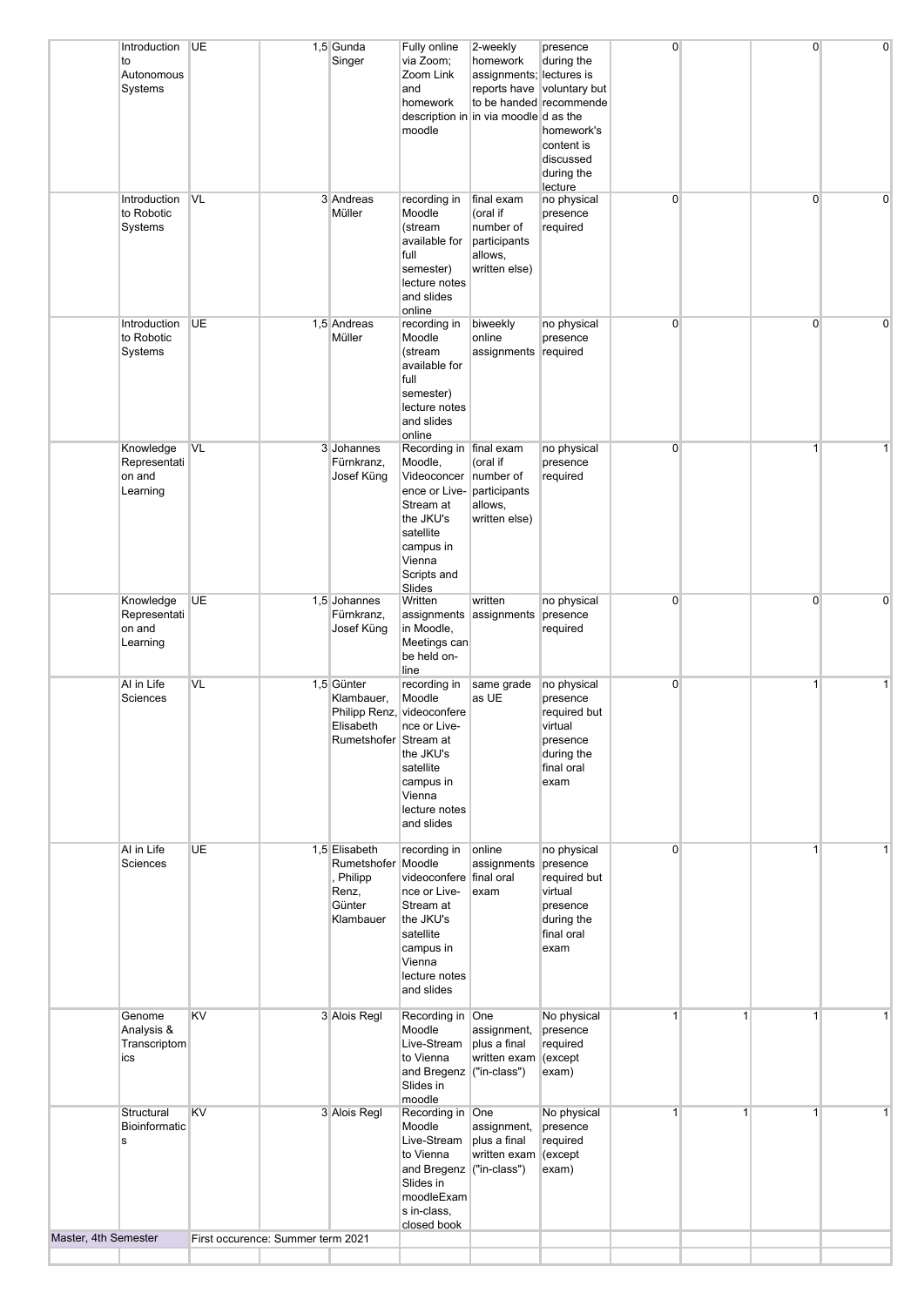| | | | | | | | | | | |
|---|---|---|---|---|---|---|---|---|---|---|
| | Introduction to Autonomous Systems | UE | 1,5 | Gunda Singer | Fully online via Zoom; Zoom Link and homework description in moodle | 2-weekly homework assignments; reports have to be handed in via moodle | presence during the lectures is voluntary but recommended as the homework's content is discussed during the lecture | 0 | | 0 | 0 |
| | Introduction to Robotic Systems | VL | 3 | Andreas Müller | recording in Moodle (stream available for full semester) lecture notes and slides online | final exam (oral if number of participants allows, written else) | no physical presence required | 0 | | 0 | 0 |
| | Introduction to Robotic Systems | UE | 1,5 | Andreas Müller | recording in Moodle (stream available for full semester) lecture notes and slides online | biweekly online assignments | no physical presence required | 0 | | 0 | 0 |
| | Knowledge Representation and Learning | VL | 3 | Johannes Fürnkranz, Josef Küng | Recording in Moodle, Videoconference or Live-Stream at the JKU's satellite campus in Vienna Scripts and Slides | final exam (oral if number of participants allows, written else) | no physical presence required | 0 | | 1 | 1 |
| | Knowledge Representation and Learning | UE | 1,5 | Johannes Fürnkranz, Josef Küng | Written assignments in Moodle, Meetings can be held on-line | written assignments | no physical presence required | 0 | | 0 | 0 |
| | AI in Life Sciences | VL | 1,5 | Günter Klambauer, Philipp Renz, Elisabeth Rumetshofer | recording in Moodle videoconference or Live-Stream at the JKU's satellite campus in Vienna lecture notes and slides | same grade as UE | no physical presence required but virtual presence during the final oral exam | 0 | | 1 | 1 |
| | AI in Life Sciences | UE | 1,5 | Elisabeth Rumetshofer, Philipp Renz, Günter Klambauer | recording in Moodle videoconference or Live-Stream at the JKU's satellite campus in Vienna lecture notes and slides | online assignments final oral exam | no physical presence required but virtual presence during the final oral exam | 0 | | 1 | 1 |
| | Genome Analysis & Transcriptomics | KV | 3 | Alois Regl | Recording in Moodle Live-Stream to Vienna and Bregenz Slides in moodle | One assignment, plus a final written exam ("in-class") | No physical presence required (except exam) | 1 | 1 | 1 | 1 |
| | Structural Bioinformatics | KV | 3 | Alois Regl | Recording in Moodle Live-Stream to Vienna and Bregenz Slides in moodleExams in-class, closed book | One assignment, plus a final written exam ("in-class") | No physical presence required (except exam) | 1 | 1 | 1 | 1 |
| Master, 4th Semester | | First occurence: Summer term 2021 | | | | | | | | | |
| | | | | | | | | | | | |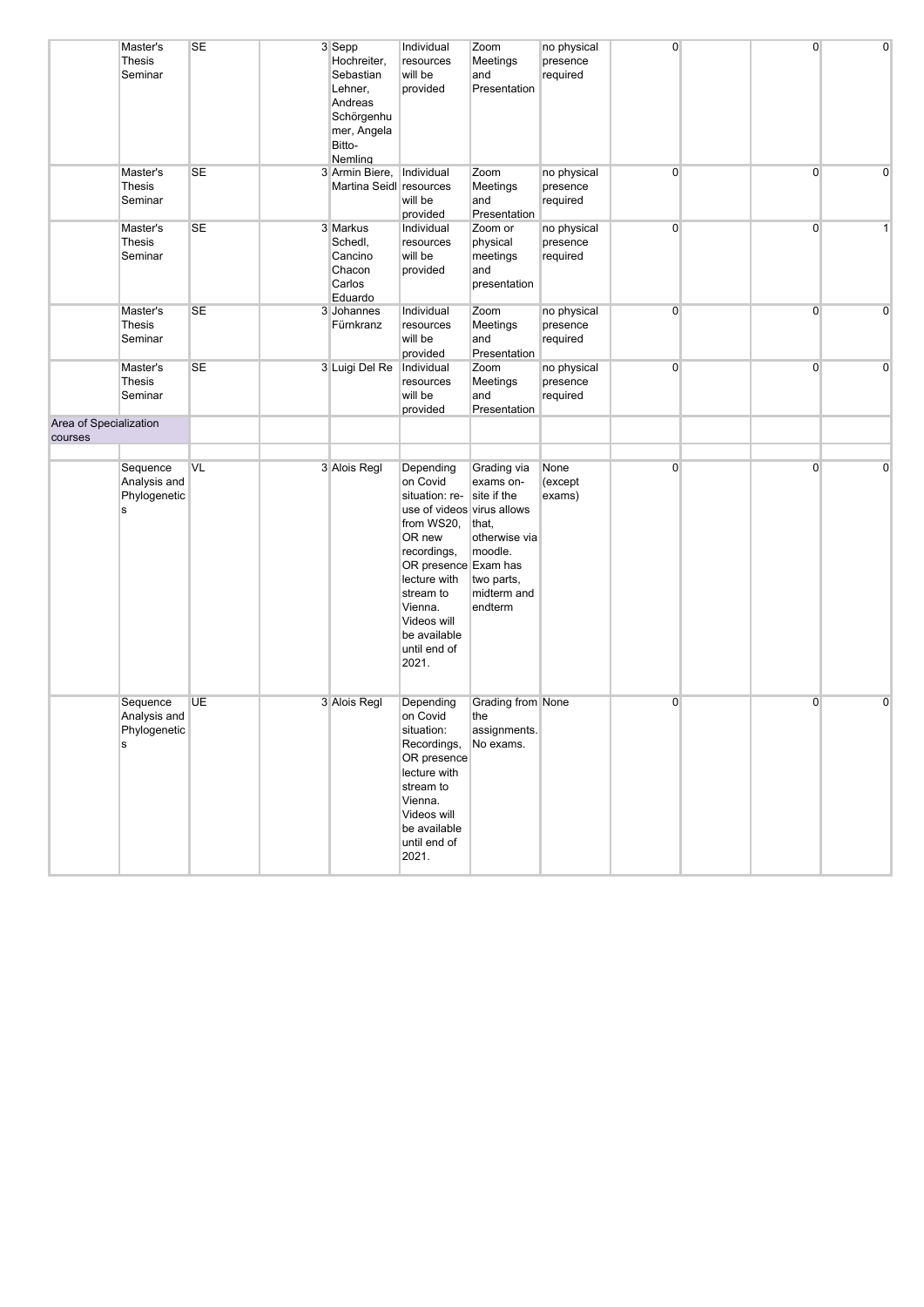| | | | | | | | | | | | |
|---|---|---|---|---|---|---|---|---|---|---|---|
| | Master's Thesis Seminar | SE | | 3 | Sepp Hochreiter, Sebastian Lehner, Andreas Schörgenhumer, Angela Bitto-Nemling | Individual resources will be provided | Zoom Meetings and Presentation | no physical presence required | 0 | | 0 | 0 |
| | Master's Thesis Seminar | SE | | 3 | Armin Biere, Martina Seidl | Individual resources will be provided | Zoom Meetings and Presentation | no physical presence required | 0 | | 0 | 0 |
| | Master's Thesis Seminar | SE | | 3 | Markus Schedl, Cancino Chacon Carlos Eduardo | Individual resources will be provided | Zoom or physical meetings and presentation | no physical presence required | 0 | | 0 | 1 |
| | Master's Thesis Seminar | SE | | 3 | Johannes Fürnkranz | Individual resources will be provided | Zoom Meetings and Presentation | no physical presence required | 0 | | 0 | 0 |
| | Master's Thesis Seminar | SE | | 3 | Luigi Del Re | Individual resources will be provided | Zoom Meetings and Presentation | no physical presence required | 0 | | 0 | 0 |
| Area of Specialization courses | | | | | | | | | | | |
| | | | | | | | | | | | |
| | Sequence Analysis and Phylogenetics | VL | | 3 | Alois Regl | Depending on Covid situation: re-use of videos from WS20, OR new recordings, OR presence lecture with stream to Vienna. Videos will be available until end of 2021. | Grading via exams on-site if the virus allows that, otherwise via moodle. Exam has two parts, midterm and endterm | None (except exams) | 0 | | 0 | 0 |
| | Sequence Analysis and Phylogenetics | UE | | 3 | Alois Regl | Depending on Covid situation: Recordings, OR presence lecture with stream to Vienna. Videos will be available until end of 2021. | Grading from the assignments. No exams. | None | 0 | | 0 | 0 |